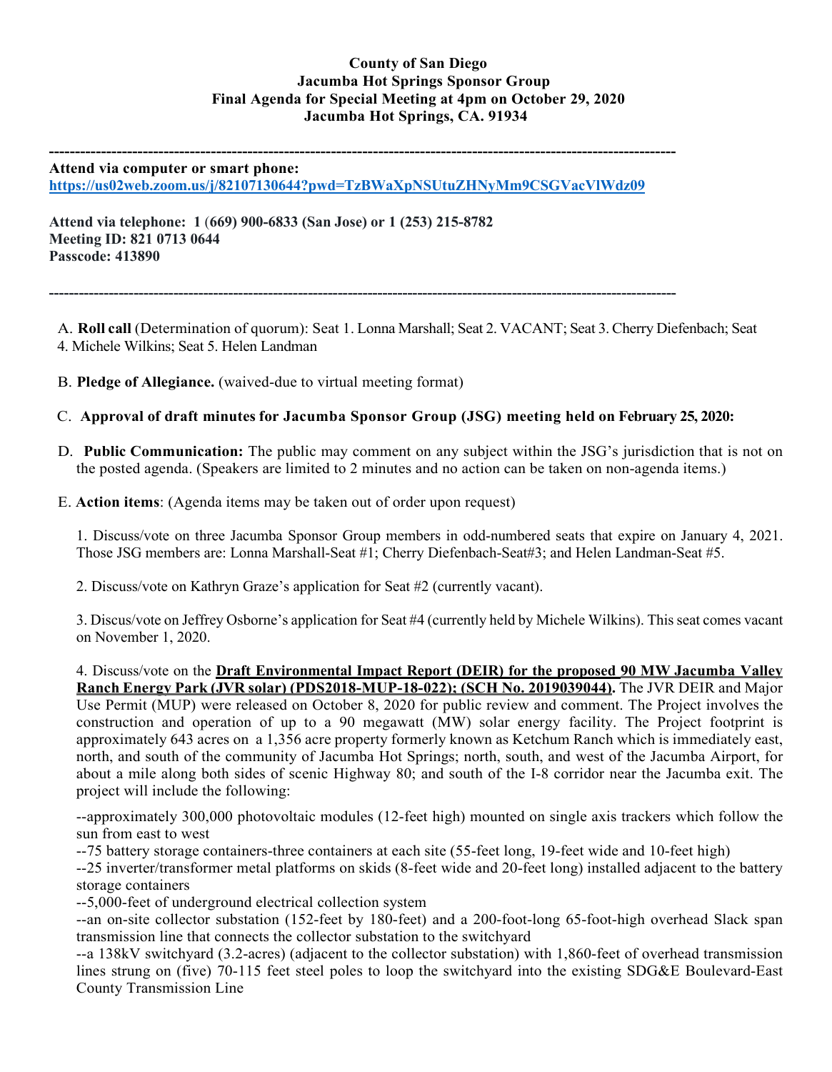**County of San Diego**
**Jacumba Hot Springs Sponsor Group**
**Final Agenda for Special Meeting at 4pm on October 29, 2020**
**Jacumba Hot Springs, CA. 91934**

---

**Attend via computer or smart phone:**
[https://us02web.zoom.us/j/82107130644?pwd=TzBWaXpNSUtuZHNyMm9CSGVacVlWdz09](https://us02web.zoom.us/j/82107130644?pwd=TzBWaXpNSUtuZHNyMm9CSGVacVlWdz09)

**Attend via telephone: 1 (669) 900-6833 (San Jose) or 1 (253) 215-8782**
**Meeting ID: 821 0713 0644**
**Passcode: 413890**

---

A. **Roll call** (Determination of quorum): Seat 1. Lonna Marshall; Seat 2. VACANT; Seat 3. Cherry Diefenbach; Seat 4. Michele Wilkins; Seat 5. Helen Landman

B. **Pledge of Allegiance.** (waived-due to virtual meeting format)

C. **Approval of draft minutes for Jacumba Sponsor Group (JSG) meeting held on February 25, 2020:**

D. **Public Communication:** The public may comment on any subject within the JSG's jurisdiction that is not on the posted agenda. (Speakers are limited to 2 minutes and no action can be taken on non-agenda items.)

E. **Action items**: (Agenda items may be taken out of order upon request)

1. Discuss/vote on three Jacumba Sponsor Group members in odd-numbered seats that expire on January 4, 2021. Those JSG members are: Lonna Marshall-Seat #1; Cherry Diefenbach-Seat#3; and Helen Landman-Seat #5.

2. Discuss/vote on Kathryn Graze's application for Seat #2 (currently vacant).

3. Discus/vote on Jeffrey Osborne's application for Seat #4 (currently held by Michele Wilkins). This seat comes vacant on November 1, 2020.

4. Discuss/vote on the **Draft Environmental Impact Report (DEIR) for the proposed 90 MW Jacumba Valley Ranch Energy Park (JVR solar) (PDS2018-MUP-18-022); (SCH No. 2019039044).** The JVR DEIR and Major Use Permit (MUP) were released on October 8, 2020 for public review and comment. The Project involves the construction and operation of up to a 90 megawatt (MW) solar energy facility. The Project footprint is approximately 643 acres on a 1,356 acre property formerly known as Ketchum Ranch which is immediately east, north, and south of the community of Jacumba Hot Springs; north, south, and west of the Jacumba Airport, for about a mile along both sides of scenic Highway 80; and south of the I-8 corridor near the Jacumba exit. The project will include the following:

--approximately 300,000 photovoltaic modules (12-feet high) mounted on single axis trackers which follow the sun from east to west
--75 battery storage containers-three containers at each site (55-feet long, 19-feet wide and 10-feet high)
--25 inverter/transformer metal platforms on skids (8-feet wide and 20-feet long) installed adjacent to the battery storage containers
--5,000-feet of underground electrical collection system
--an on-site collector substation (152-feet by 180-feet) and a 200-foot-long 65-foot-high overhead Slack span transmission line that connects the collector substation to the switchyard
--a 138kV switchyard (3.2-acres) (adjacent to the collector substation) with 1,860-feet of overhead transmission lines strung on (five) 70-115 feet steel poles to loop the switchyard into the existing SDG&E Boulevard-East County Transmission Line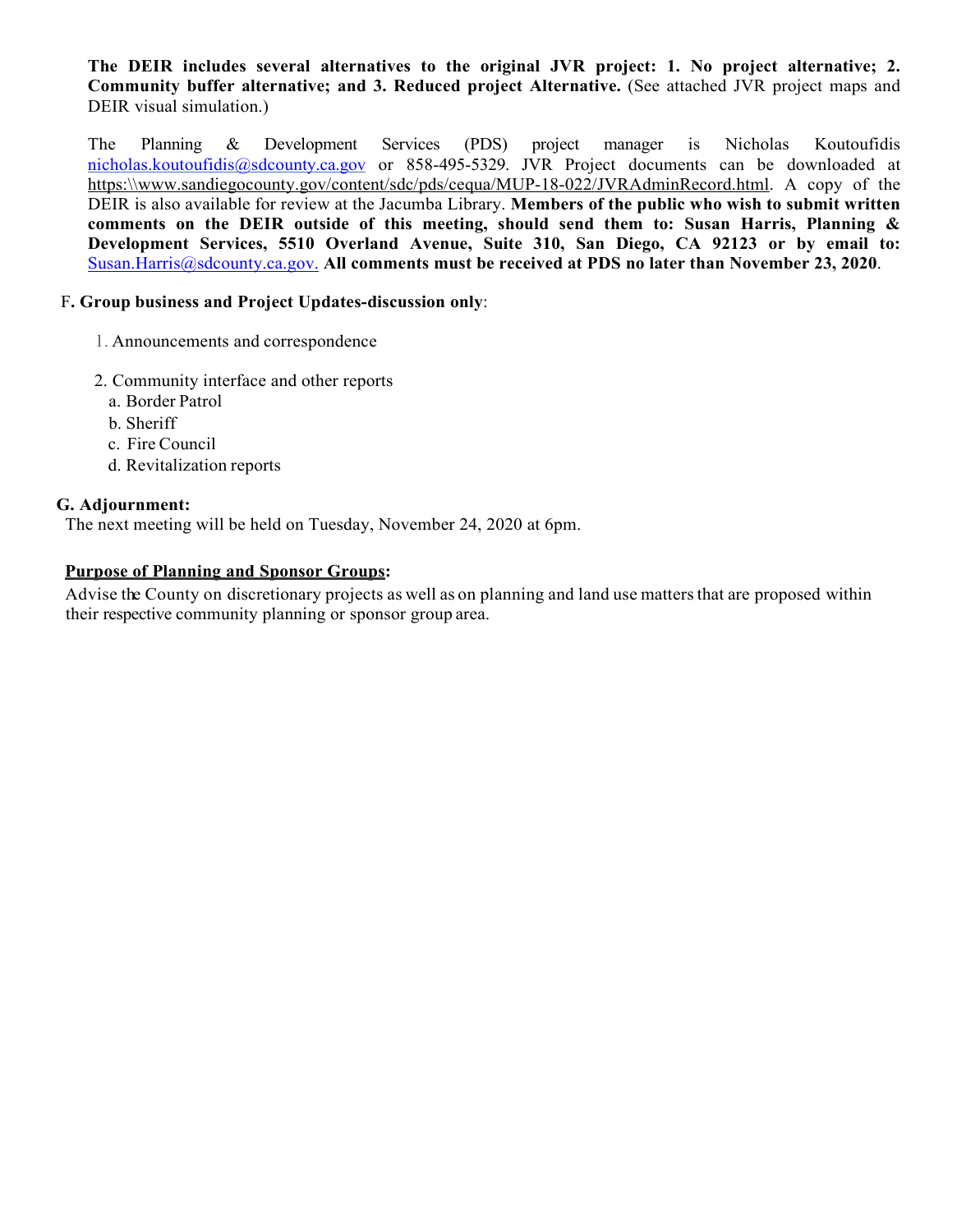**The DEIR includes several alternatives to the original JVR project: 1. No project alternative; 2. Community buffer alternative; and 3. Reduced project Alternative.** (See attached JVR project maps and DEIR visual simulation.)

The Planning & Development Services (PDS) project manager is Nicholas Koutoufidis nicholas.koutoufidis@sdcounty.ca.gov or 858-495-5329. JVR Project documents can be downloaded at https:\\www.sandiegocounty.gov/content/sdc/pds/cequa/MUP-18-022/JVRAdminRecord.html. A copy of the DEIR is also available for review at the Jacumba Library. **Members of the public who wish to submit written comments on the DEIR outside of this meeting, should send them to: Susan Harris, Planning & Development Services, 5510 Overland Avenue, Suite 310, San Diego, CA 92123 or by email to:** Susan.Harris@sdcounty.ca.gov. **All comments must be received at PDS no later than November 23, 2020**.

**F. Group business and Project Updates-discussion only**:

1. Announcements and correspondence

2. Community interface and other reports
   a. Border Patrol
   b. Sheriff
   c. Fire Council
   d. Revitalization reports

**G. Adjournment:**

The next meeting will be held on Tuesday, November 24, 2020 at 6pm.

**Purpose of Planning and Sponsor Groups:**

Advise the County on discretionary projects as well as on planning and land use matters that are proposed within their respective community planning or sponsor group area.